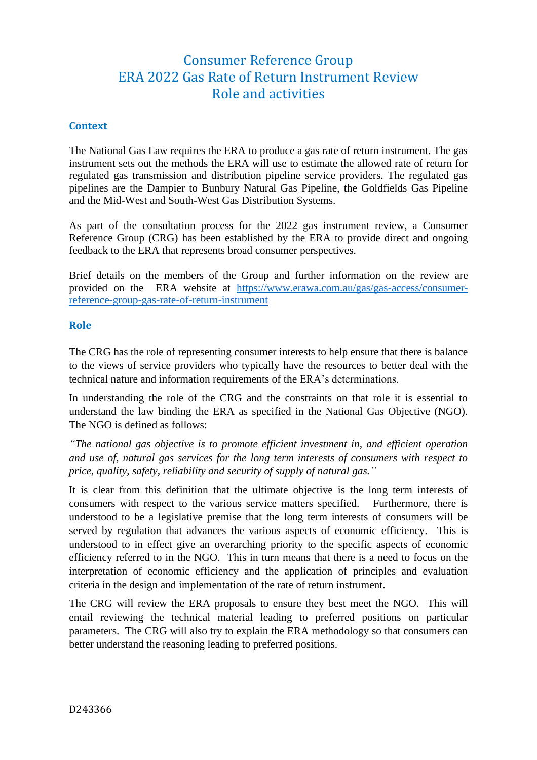# Consumer Reference Group
# ERA 2022 Gas Rate of Return Instrument Review
# Role and activities

## Context

The National Gas Law requires the ERA to produce a gas rate of return instrument. The gas instrument sets out the methods the ERA will use to estimate the allowed rate of return for regulated gas transmission and distribution pipeline service providers. The regulated gas pipelines are the Dampier to Bunbury Natural Gas Pipeline, the Goldfields Gas Pipeline and the Mid-West and South-West Gas Distribution Systems.

As part of the consultation process for the 2022 gas instrument review, a Consumer Reference Group (CRG) has been established by the ERA to provide direct and ongoing feedback to the ERA that represents broad consumer perspectives.

Brief details on the members of the Group and further information on the review are provided on the ERA website at [https://www.erawa.com.au/gas/gas-access/consumer-reference-group-gas-rate-of-return-instrument](https://www.erawa.com.au/gas/gas-access/consumer-reference-group-gas-rate-of-return-instrument)

## Role

The CRG has the role of representing consumer interests to help ensure that there is balance to the views of service providers who typically have the resources to better deal with the technical nature and information requirements of the ERA's determinations.

In understanding the role of the CRG and the constraints on that role it is essential to understand the law binding the ERA as specified in the National Gas Objective (NGO). The NGO is defined as follows:

*"The national gas objective is to promote efficient investment in, and efficient operation and use of, natural gas services for the long term interests of consumers with respect to price, quality, safety, reliability and security of supply of natural gas."*

It is clear from this definition that the ultimate objective is the long term interests of consumers with respect to the various service matters specified. Furthermore, there is understood to be a legislative premise that the long term interests of consumers will be served by regulation that advances the various aspects of economic efficiency. This is understood to in effect give an overarching priority to the specific aspects of economic efficiency referred to in the NGO. This in turn means that there is a need to focus on the interpretation of economic efficiency and the application of principles and evaluation criteria in the design and implementation of the rate of return instrument.

The CRG will review the ERA proposals to ensure they best meet the NGO. This will entail reviewing the technical material leading to preferred positions on particular parameters. The CRG will also try to explain the ERA methodology so that consumers can better understand the reasoning leading to preferred positions.

D243366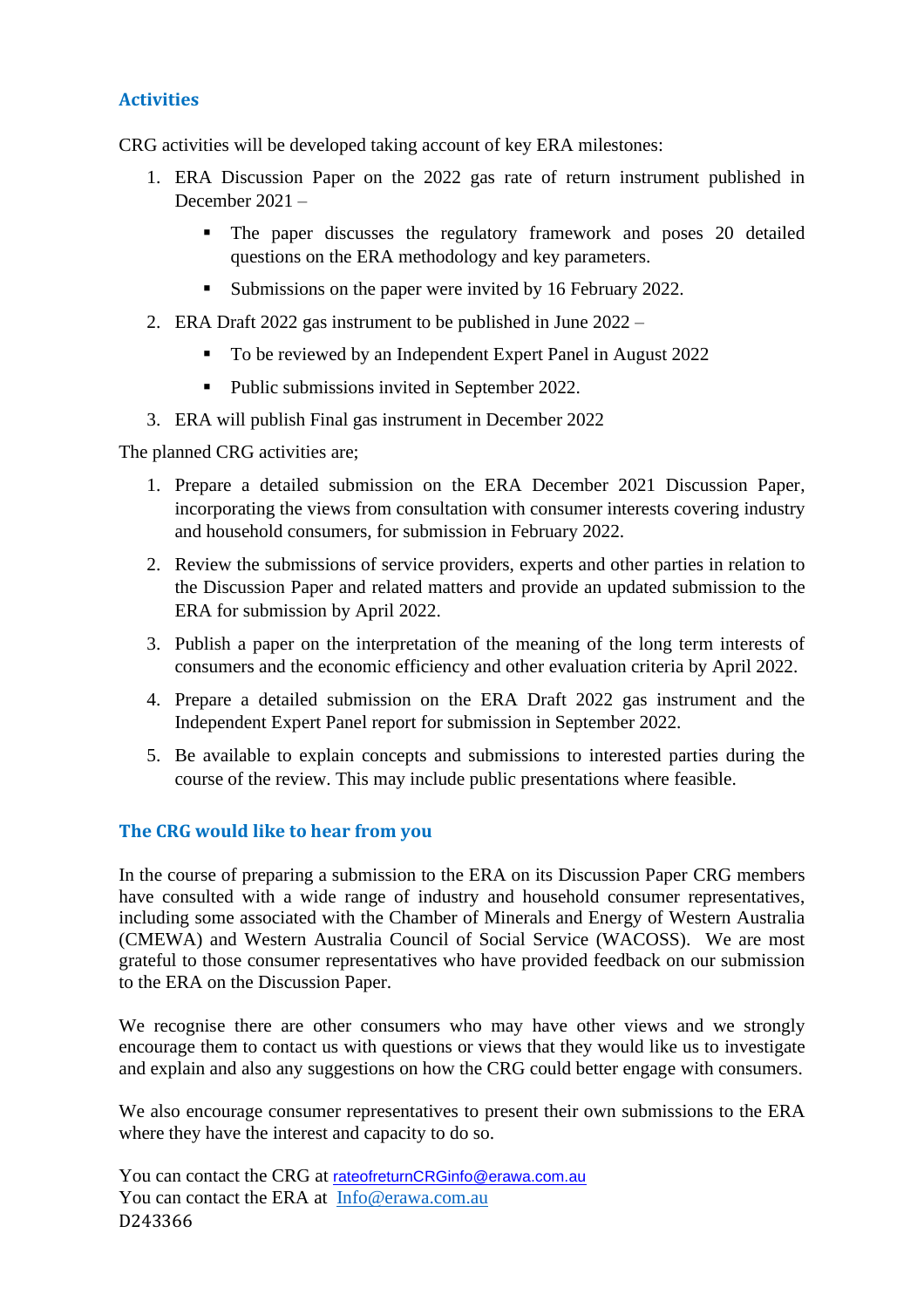## Activities

CRG activities will be developed taking account of key ERA milestones:

1. ERA Discussion Paper on the 2022 gas rate of return instrument published in December 2021 –
   - The paper discusses the regulatory framework and poses 20 detailed questions on the ERA methodology and key parameters.
   - Submissions on the paper were invited by 16 February 2022.
2. ERA Draft 2022 gas instrument to be published in June 2022 –
   - To be reviewed by an Independent Expert Panel in August 2022
   - Public submissions invited in September 2022.
3. ERA will publish Final gas instrument in December 2022

The planned CRG activities are;

1. Prepare a detailed submission on the ERA December 2021 Discussion Paper, incorporating the views from consultation with consumer interests covering industry and household consumers, for submission in February 2022.
2. Review the submissions of service providers, experts and other parties in relation to the Discussion Paper and related matters and provide an updated submission to the ERA for submission by April 2022.
3. Publish a paper on the interpretation of the meaning of the long term interests of consumers and the economic efficiency and other evaluation criteria by April 2022.
4. Prepare a detailed submission on the ERA Draft 2022 gas instrument and the Independent Expert Panel report for submission in September 2022.
5. Be available to explain concepts and submissions to interested parties during the course of the review. This may include public presentations where feasible.

## The CRG would like to hear from you

In the course of preparing a submission to the ERA on its Discussion Paper CRG members have consulted with a wide range of industry and household consumer representatives, including some associated with the Chamber of Minerals and Energy of Western Australia (CMEWA) and Western Australia Council of Social Service (WACOSS). We are most grateful to those consumer representatives who have provided feedback on our submission to the ERA on the Discussion Paper.

We recognise there are other consumers who may have other views and we strongly encourage them to contact us with questions or views that they would like us to investigate and explain and also any suggestions on how the CRG could better engage with consumers.

We also encourage consumer representatives to present their own submissions to the ERA where they have the interest and capacity to do so.

You can contact the CRG at rateofreturnCRGinfo@erawa.com.au
You can contact the ERA at Info@erawa.com.au
D243366